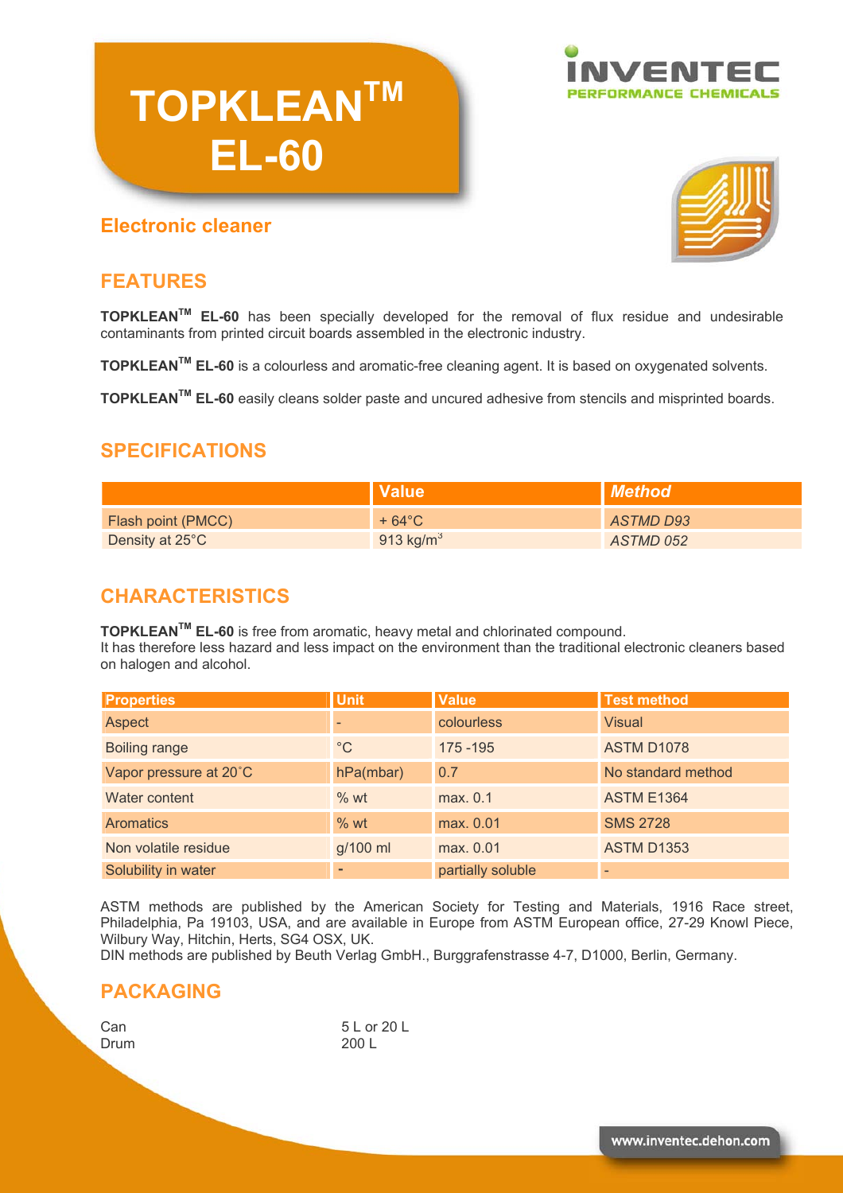# TOPKLEAN™ EL-60

INVENTEC
PERFORMANCE CHEMICALS

## Electronic cleaner

## FEATURES

**TOPKLEAN™ EL-60** has been specially developed for the removal of flux residue and undesirable contaminants from printed circuit boards assembled in the electronic industry.

**TOPKLEAN™ EL-60** is a colourless and aromatic-free cleaning agent. It is based on oxygenated solvents.

**TOPKLEAN™ EL-60** easily cleans solder paste and uncured adhesive from stencils and misprinted boards.

## SPECIFICATIONS

| | Value | *Method* |
|---|---|---|
| Flash point (PMCC) | + 64°C | *ASTMD D93* |
| Density at 25°C | 913 kg/m$^3$ | *ASTMD 052* |

## CHARACTERISTICS

**TOPKLEAN™ EL-60** is free from aromatic, heavy metal and chlorinated compound.
It has therefore less hazard and less impact on the environment than the traditional electronic cleaners based on halogen and alcohol.

| Properties | Unit | Value | Test method |
|---|---|---|---|
| Aspect | - | colourless | Visual |
| Boiling range | °C | 175 -195 | ASTM D1078 |
| Vapor pressure at 20°C | hPa(mbar) | 0.7 | No standard method |
| Water content | % wt | max. 0.1 | ASTM E1364 |
| Aromatics | % wt | max. 0.01 | SMS 2728 |
| Non volatile residue | g/100 ml | max. 0.01 | ASTM D1353 |
| Solubility in water | - | partially soluble | - |

ASTM methods are published by the American Society for Testing and Materials, 1916 Race street, Philadelphia, Pa 19103, USA, and are available in Europe from ASTM European office, 27-29 Knowl Piece, Wilbury Way, Hitchin, Herts, SG4 OSX, UK.
DIN methods are published by Beuth Verlag GmbH., Burggrafenstrasse 4-7, D1000, Berlin, Germany.

## PACKAGING

| | |
|---|---|
| Can | 5 L or 20 L |
| Drum | 200 L |

www.inventec.dehon.com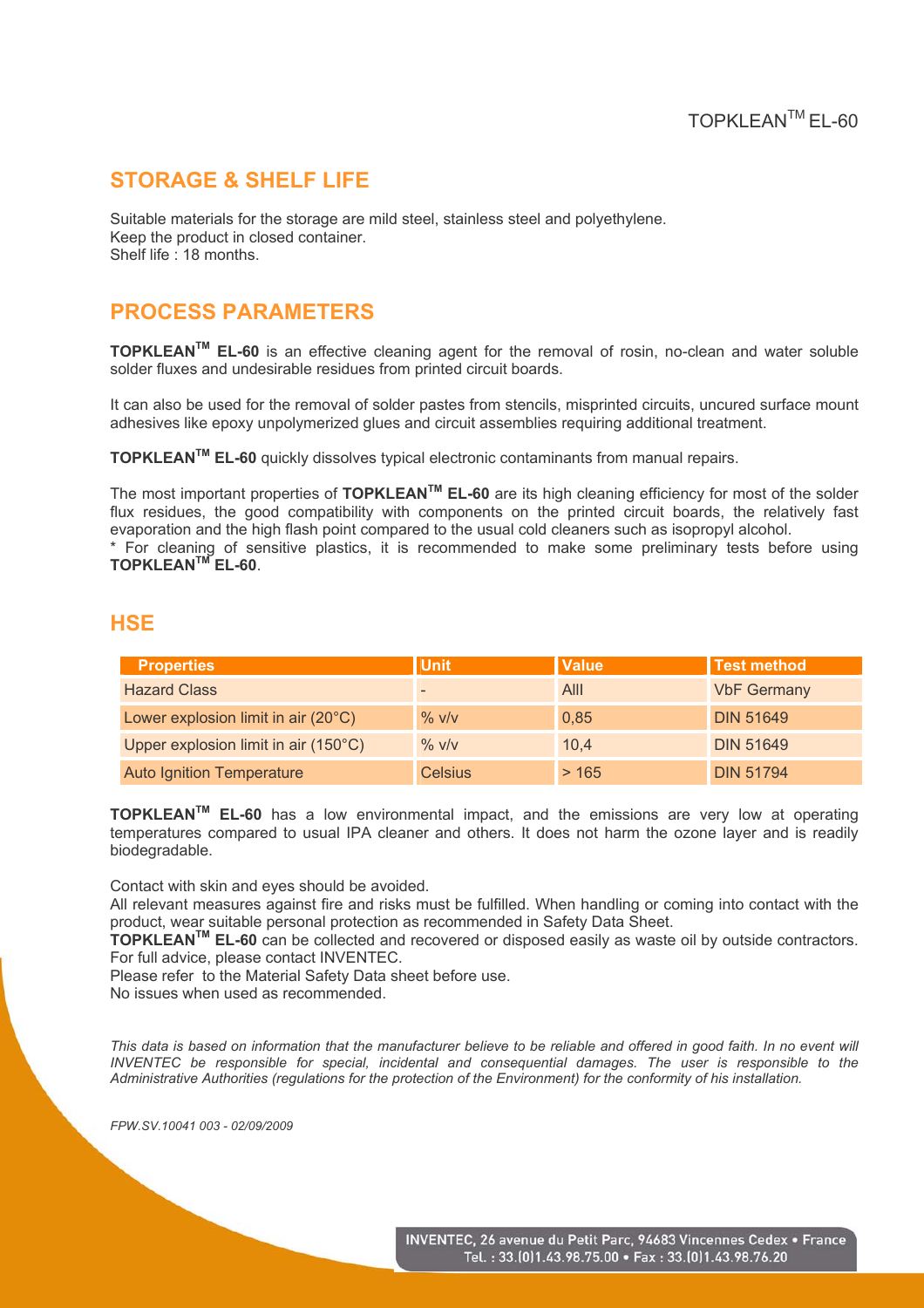## STORAGE & SHELF LIFE

Suitable materials for the storage are mild steel, stainless steel and polyethylene.
Keep the product in closed container.
Shelf life : 18 months.

## PROCESS PARAMETERS

**TOPKLEAN™ EL-60** is an effective cleaning agent for the removal of rosin, no-clean and water soluble solder fluxes and undesirable residues from printed circuit boards.

It can also be used for the removal of solder pastes from stencils, misprinted circuits, uncured surface mount adhesives like epoxy unpolymerized glues and circuit assemblies requiring additional treatment.

**TOPKLEAN™ EL-60** quickly dissolves typical electronic contaminants from manual repairs.

The most important properties of **TOPKLEAN™ EL-60** are its high cleaning efficiency for most of the solder flux residues, the good compatibility with components on the printed circuit boards, the relatively fast evaporation and the high flash point compared to the usual cold cleaners such as isopropyl alcohol.
* For cleaning of sensitive plastics, it is recommended to make some preliminary tests before using **TOPKLEAN™ EL-60**.

## HSE

| Properties | Unit | Value | Test method |
|---|---|---|---|
| Hazard Class | - | AIII | VbF Germany |
| Lower explosion limit in air (20°C) | % v/v | 0,85 | DIN 51649 |
| Upper explosion limit in air (150°C) | % v/v | 10,4 | DIN 51649 |
| Auto Ignition Temperature | Celsius | > 165 | DIN 51794 |

**TOPKLEAN™ EL-60** has a low environmental impact, and the emissions are very low at operating temperatures compared to usual IPA cleaner and others. It does not harm the ozone layer and is readily biodegradable.

Contact with skin and eyes should be avoided.
All relevant measures against fire and risks must be fulfilled. When handling or coming into contact with the product, wear suitable personal protection as recommended in Safety Data Sheet.
**TOPKLEAN™ EL-60** can be collected and recovered or disposed easily as waste oil by outside contractors. For full advice, please contact INVENTEC.
Please refer to the Material Safety Data sheet before use.
No issues when used as recommended.

*This data is based on information that the manufacturer believe to be reliable and offered in good faith. In no event will INVENTEC be responsible for special, incidental and consequential damages. The user is responsible to the Administrative Authorities (regulations for the protection of the Environment) for the conformity of his installation.*

*FPW.SV.10041 003 - 02/09/2009*

INVENTEC, 26 avenue du Petit Parc, 94683 Vincennes Cedex • France
Tel. : 33.(0)1.43.98.75.00 • Fax : 33.(0)1.43.98.76.20